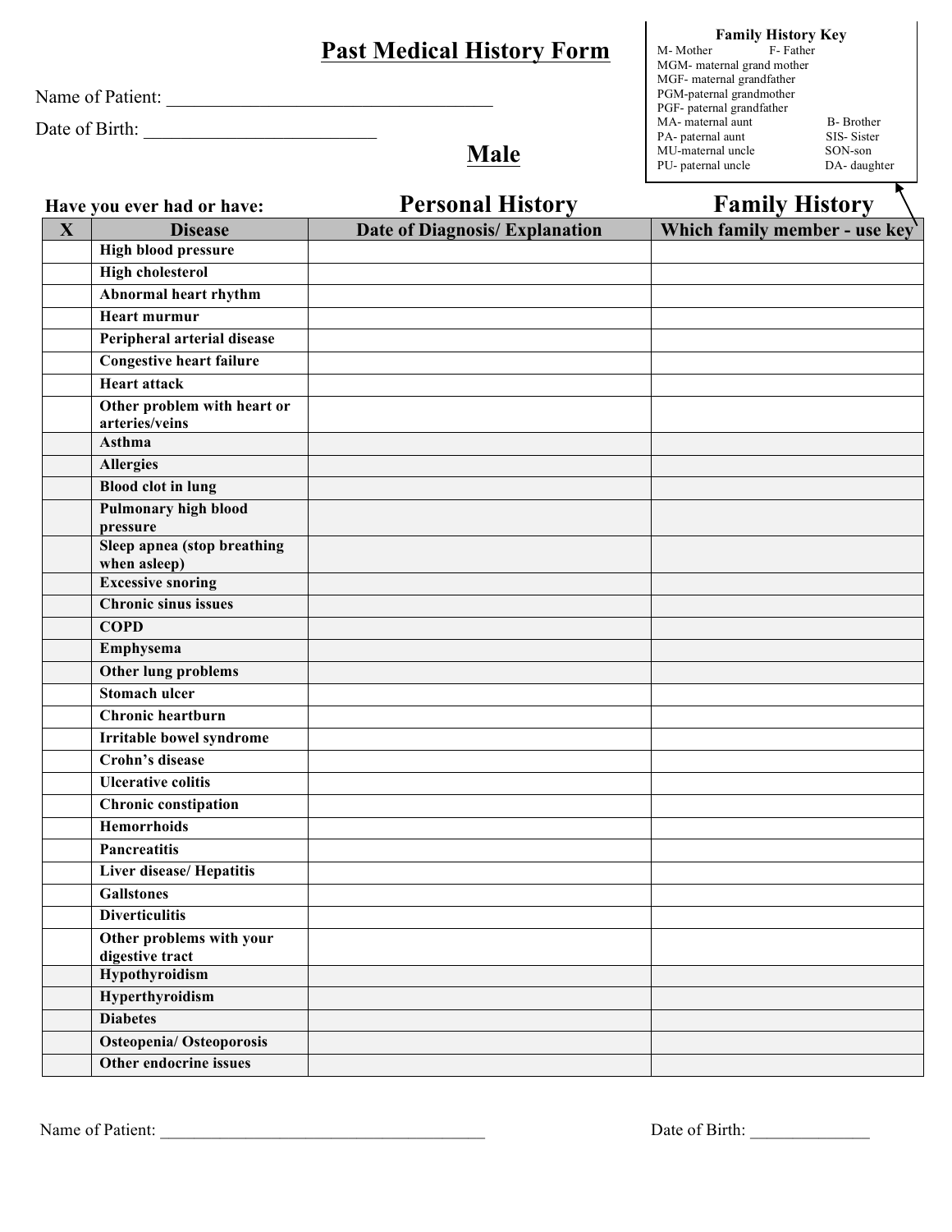# Past Medical History Form

Name of Patient: ___________________________________

Date of Birth: ________________________

**Family History Key**

M- Mother
F- Father
MGM- maternal grand mother
MGF- maternal grandfather
PGM-paternal grandmother
PGF- paternal grandfather
MA- maternal aunt
PA- paternal aunt
MU-maternal uncle
PU- paternal uncle
B- Brother
SIS- Sister
SON-son
DA- daughter

## Male

**Have you ever had or have:** | **Personal History** | **Family History**

| X | Disease | Date of Diagnosis/ Explanation | Which family member - use key |
|---|---|---|---|
| | **High blood pressure** | | |
| | **High cholesterol** | | |
| | **Abnormal heart rhythm** | | |
| | **Heart murmur** | | |
| | **Peripheral arterial disease** | | |
| | **Congestive heart failure** | | |
| | **Heart attack** | | |
| | **Other problem with heart or arteries/veins** | | |
| | **Asthma** | | |
| | **Allergies** | | |
| | **Blood clot in lung** | | |
| | **Pulmonary high blood pressure** | | |
| | **Sleep apnea (stop breathing when asleep)** | | |
| | **Excessive snoring** | | |
| | **Chronic sinus issues** | | |
| | **COPD** | | |
| | **Emphysema** | | |
| | **Other lung problems** | | |
| | **Stomach ulcer** | | |
| | **Chronic heartburn** | | |
| | **Irritable bowel syndrome** | | |
| | **Crohn's disease** | | |
| | **Ulcerative colitis** | | |
| | **Chronic constipation** | | |
| | **Hemorrhoids** | | |
| | **Pancreatitis** | | |
| | **Liver disease/ Hepatitis** | | |
| | **Gallstones** | | |
| | **Diverticulitis** | | |
| | **Other problems with your digestive tract** | | |
| | **Hypothyroidism** | | |
| | **Hyperthyroidism** | | |
| | **Diabetes** | | |
| | **Osteopenia/ Osteoporosis** | | |
| | **Other endocrine issues** | | |

Name of Patient: _____________________________________ Date of Birth: _____________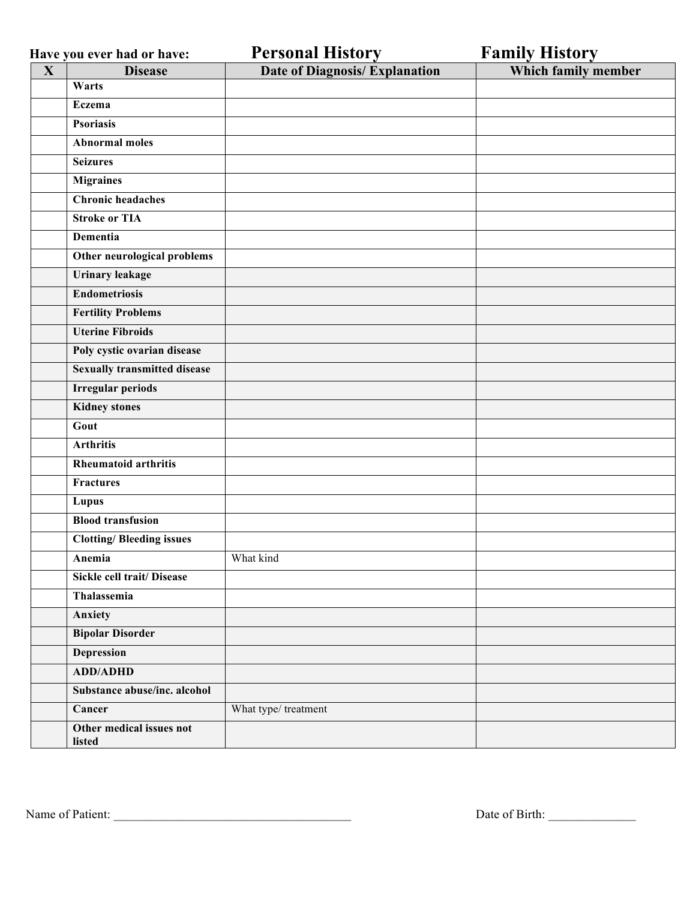Have you ever had or have: **Personal History** **Family History**

| X | Disease | Date of Diagnosis/ Explanation | Which family member |
|---|---|---|---|
| | **Warts** | | |
| | **Eczema** | | |
| | **Psoriasis** | | |
| | **Abnormal moles** | | |
| | **Seizures** | | |
| | **Migraines** | | |
| | **Chronic headaches** | | |
| | **Stroke or TIA** | | |
| | **Dementia** | | |
| | **Other neurological problems** | | |
| | **Urinary leakage** | | |
| | **Endometriosis** | | |
| | **Fertility Problems** | | |
| | **Uterine Fibroids** | | |
| | **Poly cystic ovarian disease** | | |
| | **Sexually transmitted disease** | | |
| | **Irregular periods** | | |
| | **Kidney stones** | | |
| | **Gout** | | |
| | **Arthritis** | | |
| | **Rheumatoid arthritis** | | |
| | **Fractures** | | |
| | **Lupus** | | |
| | **Blood transfusion** | | |
| | **Clotting/ Bleeding issues** | | |
| | **Anemia** | What kind | |
| | **Sickle cell trait/ Disease** | | |
| | **Thalassemia** | | |
| | **Anxiety** | | |
| | **Bipolar Disorder** | | |
| | **Depression** | | |
| | **ADD/ADHD** | | |
| | **Substance abuse/inc. alcohol** | | |
| | **Cancer** | What type/ treatment | |
| | **Other medical issues not listed** | | |

Name of Patient: ______________________________________ Date of Birth: ______________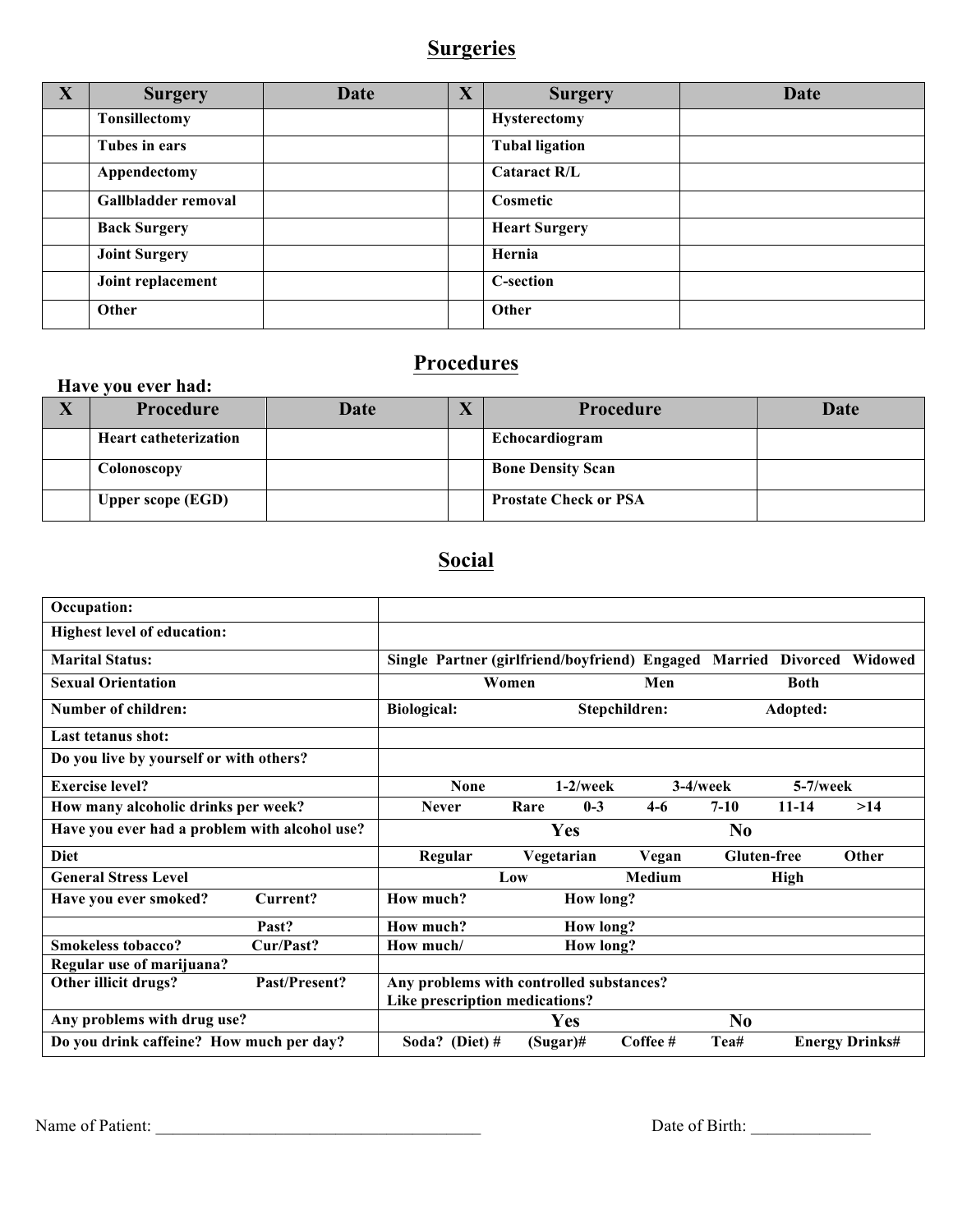## Surgeries

| X | Surgery | Date | X | Surgery | Date |
|---|---|---|---|---|---|
| | **Tonsillectomy** | | | **Hysterectomy** | |
| | **Tubes in ears** | | | **Tubal ligation** | |
| | **Appendectomy** | | | **Cataract R/L** | |
| | **Gallbladder removal** | | | **Cosmetic** | |
| | **Back Surgery** | | | **Heart Surgery** | |
| | **Joint Surgery** | | | **Hernia** | |
| | **Joint replacement** | | | **C-section** | |
| | **Other** | | | **Other** | |

## Procedures

**Have you ever had:**

| X | Procedure | Date | X | Procedure | Date |
|---|---|---|---|---|---|
| | **Heart catheterization** | | | **Echocardiogram** | |
| | **Colonoscopy** | | | **Bone Density Scan** | |
| | **Upper scope (EGD)** | | | **Prostate Check or PSA** | |

## Social

| | |
|---|---|
| **Occupation:** | |
| **Highest level of education:** | |
| **Marital Status:** | **Single Partner (girlfriend/boyfriend) Engaged Married Divorced Widowed** |
| **Sexual Orientation** | **Women Men Both** |
| **Number of children:** | **Biological: Stepchildren: Adopted:** |
| **Last tetanus shot:** | |
| **Do you live by yourself or with others?** | |
| **Exercise level?** | **None 1-2/week 3-4/week 5-7/week** |
| **How many alcoholic drinks per week?** | **Never Rare 0-3 4-6 7-10 11-14 >14** |
| **Have you ever had a problem with alcohol use?** | **Yes No** |
| **Diet** | **Regular Vegetarian Vegan Gluten-free Other** |
| **General Stress Level** | **Low Medium High** |
| **Have you ever smoked? Current?** | **How much? How long?** |
| **Past?** | **How much? How long?** |
| **Smokeless tobacco? Cur/Past?** | **How much/ How long?** |
| **Regular use of marijuana?** | |
| **Other illicit drugs? Past/Present?** | **Any problems with controlled substances? Like prescription medications?** |
| **Any problems with drug use?** | **Yes No** |
| **Do you drink caffeine? How much per day?** | **Soda? (Diet) # (Sugar)# Coffee # Tea# Energy Drinks#** |

Name of Patient: ______________________________________ Date of Birth: ______________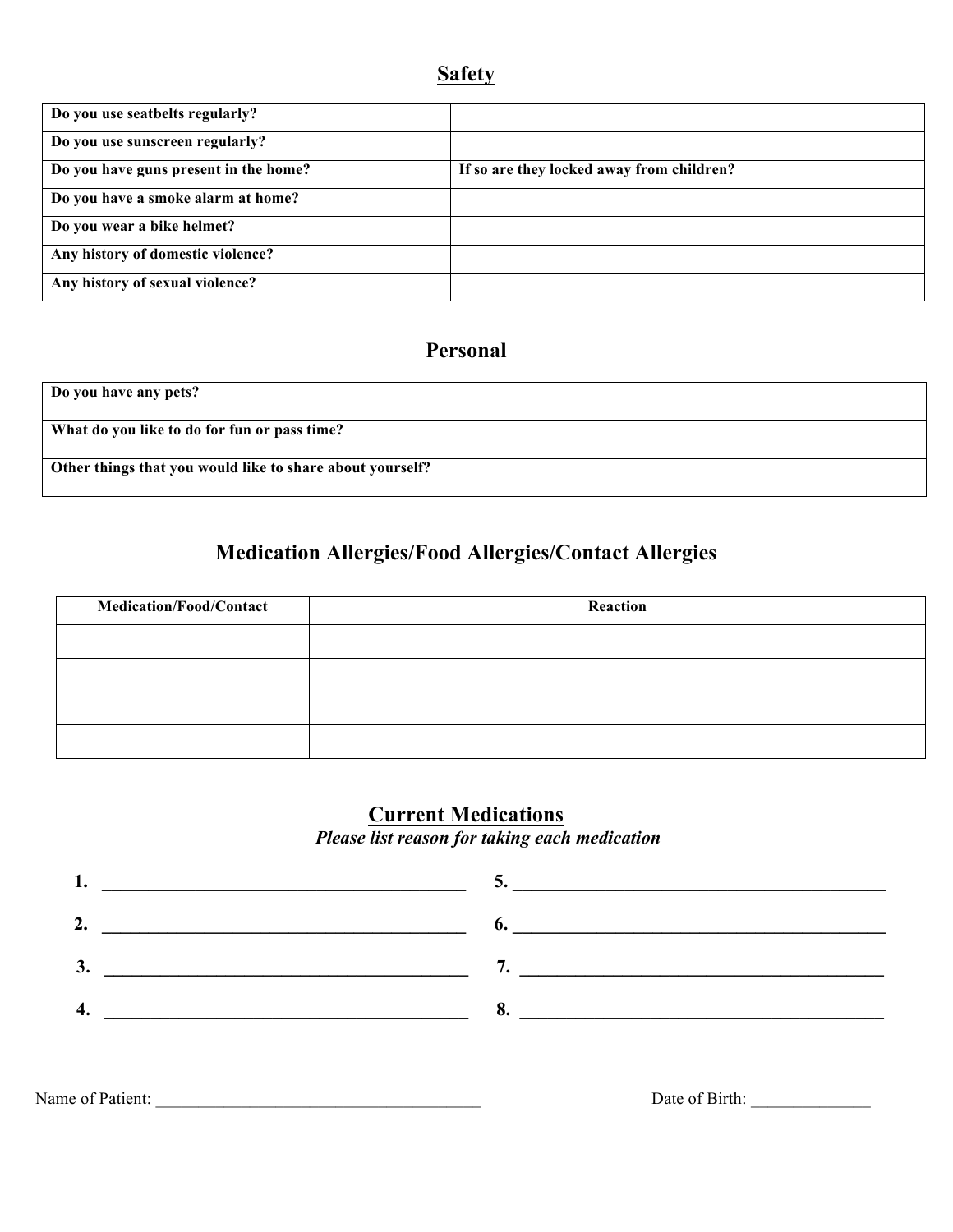## Safety

| | |
|---|---|
| **Do you use seatbelts regularly?** | |
| **Do you use sunscreen regularly?** | |
| **Do you have guns present in the home?** | **If so are they locked away from children?** |
| **Do you have a smoke alarm at home?** | |
| **Do you wear a bike helmet?** | |
| **Any history of domestic violence?** | |
| **Any history of sexual violence?** | |

## Personal

| |
|---|
| **Do you have any pets?** |
| **What do you like to do for fun or pass time?** |
| **Other things that you would like to share about yourself?** |

## Medication Allergies/Food Allergies/Contact Allergies

| Medication/Food/Contact | Reaction |
|---|---|
| | |
| | |
| | |
| | |

## Current Medications

*Please list reason for taking each medication*

1. ________________________________________
2. ________________________________________
3. ________________________________________
4. ________________________________________
5. ________________________________________
6. ________________________________________
7. ________________________________________
8. ________________________________________

Name of Patient: ______________________________________ Date of Birth: ______________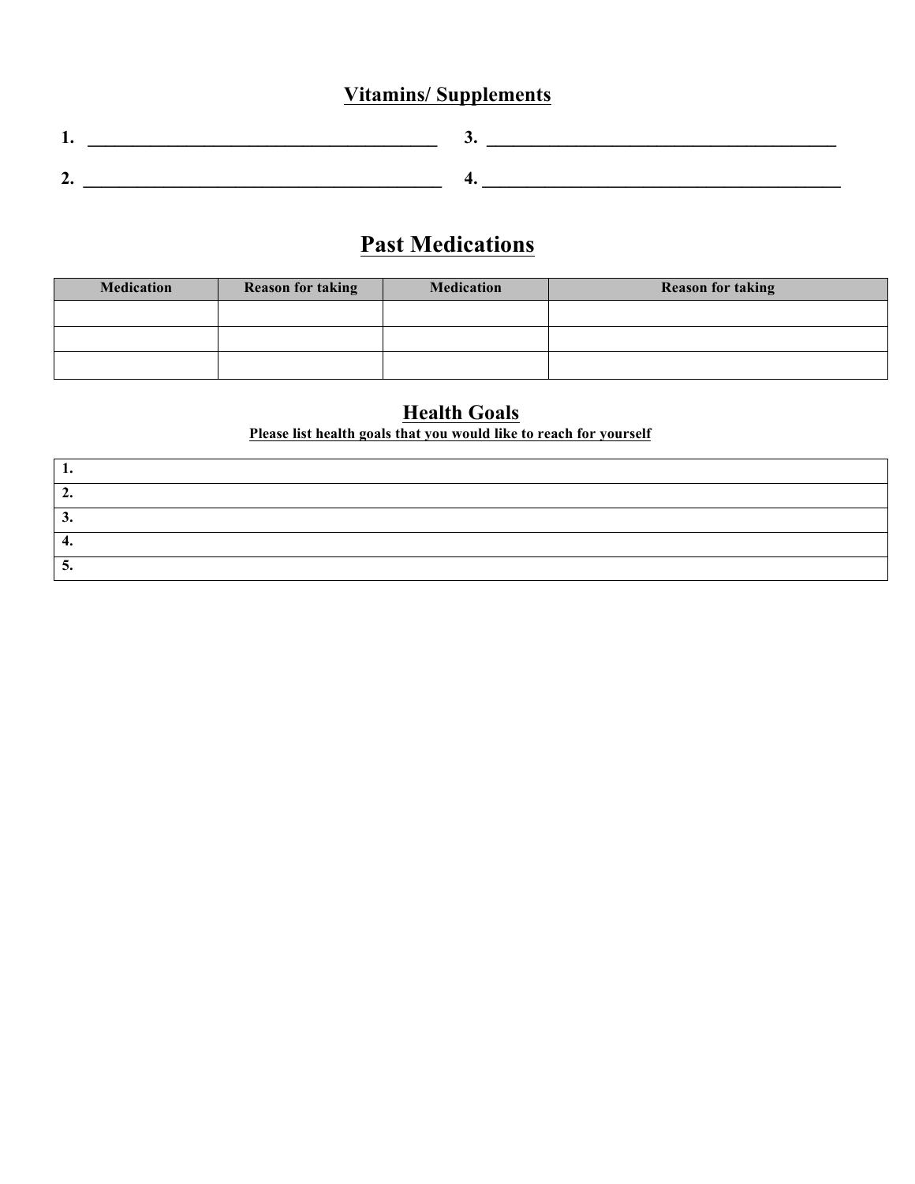## Vitamins/ Supplements

1. ________________________________________ 3. ________________________________________

2. ________________________________________ 4. ________________________________________

# Past Medications

| Medication | Reason for taking | Medication | Reason for taking |
|---|---|---|---|
| | | | |
| | | | |
| | | | |

## Health Goals

**Please list health goals that you would like to reach for yourself**

| 1. |
|---|
| 2. |
| 3. |
| 4. |
| 5. |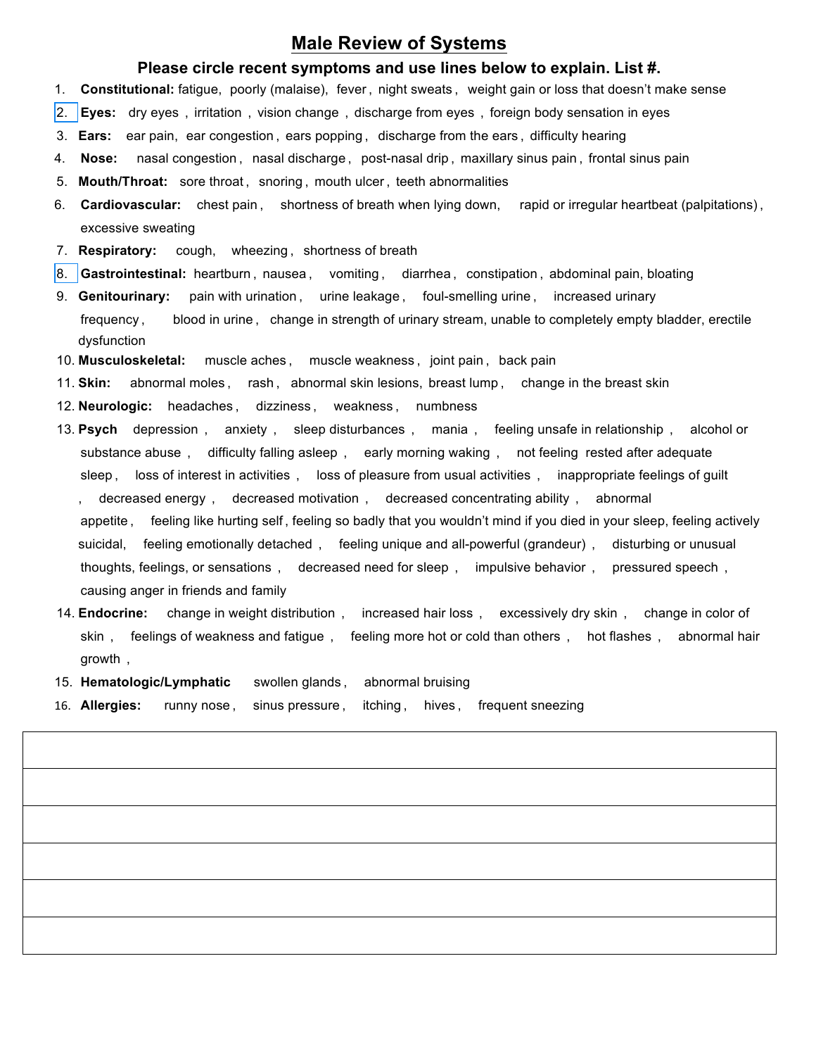# Male Review of Systems

**Please circle recent symptoms and use lines below to explain. List #.**

1. **Constitutional:** fatigue, poorly (malaise), fever, night sweats, weight gain or loss that doesn't make sense
2. **Eyes:** dry eyes, irritation, vision change, discharge from eyes, foreign body sensation in eyes
3. **Ears:** ear pain, ear congestion, ears popping, discharge from the ears, difficulty hearing
4. **Nose:** nasal congestion, nasal discharge, post-nasal drip, maxillary sinus pain, frontal sinus pain
5. **Mouth/Throat:** sore throat, snoring, mouth ulcer, teeth abnormalities
6. **Cardiovascular:** chest pain, shortness of breath when lying down, rapid or irregular heartbeat (palpitations), excessive sweating
7. **Respiratory:** cough, wheezing, shortness of breath
8. **Gastrointestinal:** heartburn, nausea, vomiting, diarrhea, constipation, abdominal pain, bloating
9. **Genitourinary:** pain with urination, urine leakage, foul-smelling urine, increased urinary frequency, blood in urine, change in strength of urinary stream, unable to completely empty bladder, erectile dysfunction
10. **Musculoskeletal:** muscle aches, muscle weakness, joint pain, back pain
11. **Skin:** abnormal moles, rash, abnormal skin lesions, breast lump, change in the breast skin
12. **Neurologic:** headaches, dizziness, weakness, numbness
13. **Psych** depression, anxiety, sleep disturbances, mania, feeling unsafe in relationship, alcohol or substance abuse, difficulty falling asleep, early morning waking, not feeling rested after adequate sleep, loss of interest in activities, loss of pleasure from usual activities, inappropriate feelings of guilt, decreased energy, decreased motivation, decreased concentrating ability, abnormal appetite, feeling like hurting self, feeling so badly that you wouldn't mind if you died in your sleep, feeling actively suicidal, feeling emotionally detached, feeling unique and all-powerful (grandeur), disturbing or unusual thoughts, feelings, or sensations, decreased need for sleep, impulsive behavior, pressured speech, causing anger in friends and family
14. **Endocrine:** change in weight distribution, increased hair loss, excessively dry skin, change in color of skin, feelings of weakness and fatigue, feeling more hot or cold than others, hot flashes, abnormal hair growth,
15. **Hematologic/Lymphatic** swollen glands, abnormal bruising
16. **Allergies:** runny nose, sinus pressure, itching, hives, frequent sneezing

| |
|---|
| |
| |
| |
| |
| |
| |